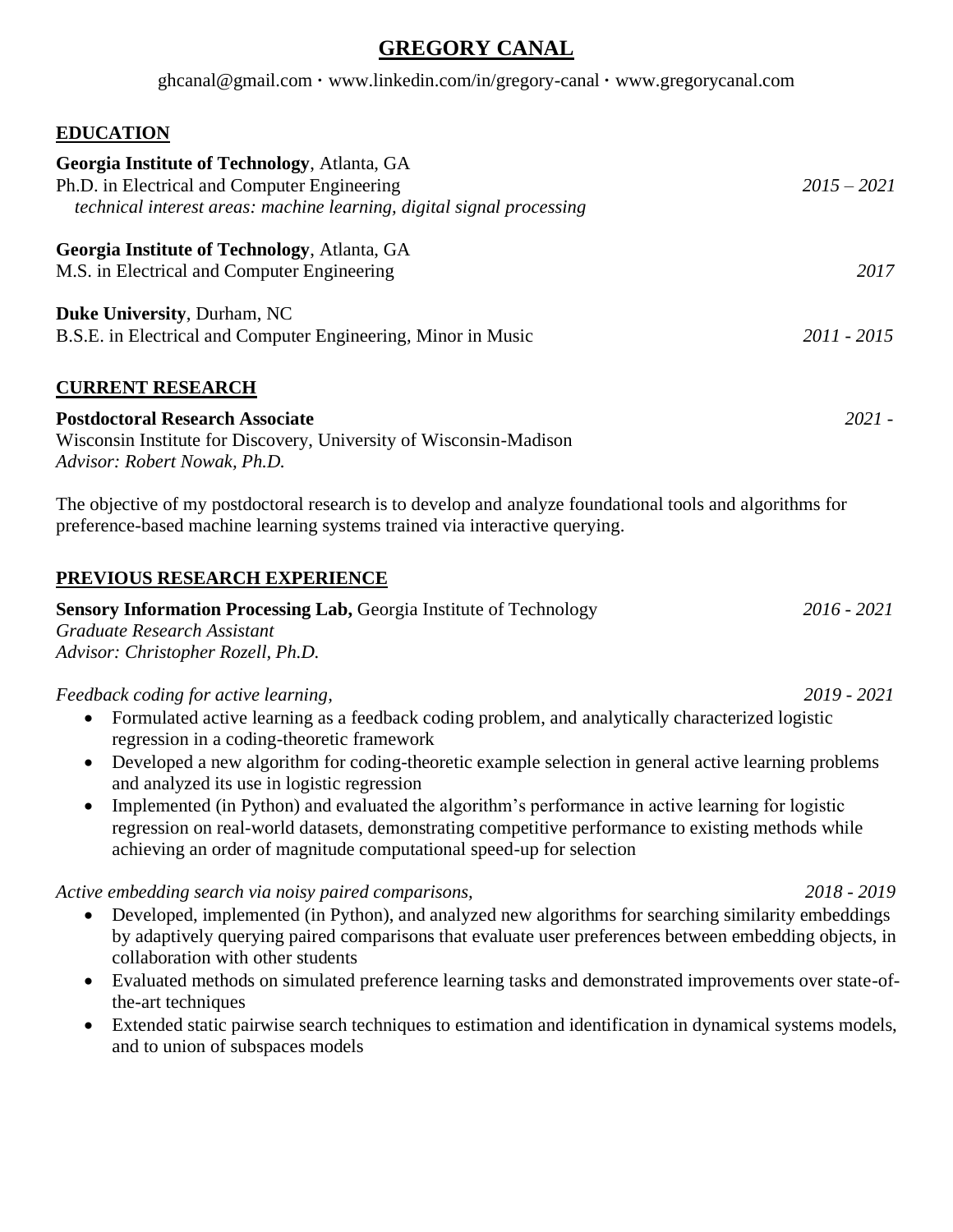# GREGORY CANAL

ghcanal@gmail.com · www.linkedin.com/in/gregory-canal · www.gregorycanal.com

## EDUCATION

**Georgia Institute of Technology**, Atlanta, GA
Ph.D. in Electrical and Computer Engineering *2015 – 2021*
*technical interest areas: machine learning, digital signal processing*

**Georgia Institute of Technology**, Atlanta, GA
M.S. in Electrical and Computer Engineering *2017*

**Duke University**, Durham, NC
B.S.E. in Electrical and Computer Engineering, Minor in Music *2011 - 2015*

## CURRENT RESEARCH

**Postdoctoral Research Associate** *2021 -*
Wisconsin Institute for Discovery, University of Wisconsin-Madison
*Advisor: Robert Nowak, Ph.D.*

The objective of my postdoctoral research is to develop and analyze foundational tools and algorithms for preference-based machine learning systems trained via interactive querying.

## PREVIOUS RESEARCH EXPERIENCE

**Sensory Information Processing Lab,** Georgia Institute of Technology *2016 - 2021*
*Graduate Research Assistant*
*Advisor: Christopher Rozell, Ph.D.*

*Feedback coding for active learning,* *2019 - 2021*

- Formulated active learning as a feedback coding problem, and analytically characterized logistic regression in a coding-theoretic framework
- Developed a new algorithm for coding-theoretic example selection in general active learning problems and analyzed its use in logistic regression
- Implemented (in Python) and evaluated the algorithm's performance in active learning for logistic regression on real-world datasets, demonstrating competitive performance to existing methods while achieving an order of magnitude computational speed-up for selection

*Active embedding search via noisy paired comparisons,* *2018 - 2019*

- Developed, implemented (in Python), and analyzed new algorithms for searching similarity embeddings by adaptively querying paired comparisons that evaluate user preferences between embedding objects, in collaboration with other students
- Evaluated methods on simulated preference learning tasks and demonstrated improvements over state-of-the-art techniques
- Extended static pairwise search techniques to estimation and identification in dynamical systems models, and to union of subspaces models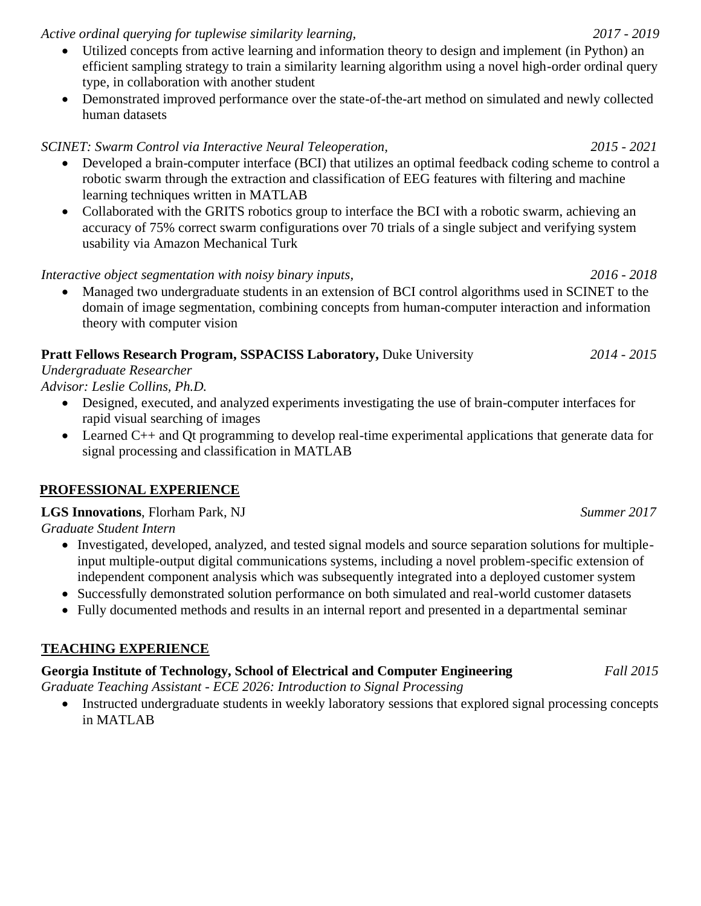*Active ordinal querying for tuplewise similarity learning,* *2017 - 2019*

- Utilized concepts from active learning and information theory to design and implement (in Python) an efficient sampling strategy to train a similarity learning algorithm using a novel high-order ordinal query type, in collaboration with another student
- Demonstrated improved performance over the state-of-the-art method on simulated and newly collected human datasets

*SCINET: Swarm Control via Interactive Neural Teleoperation,* *2015 - 2021*

- Developed a brain-computer interface (BCI) that utilizes an optimal feedback coding scheme to control a robotic swarm through the extraction and classification of EEG features with filtering and machine learning techniques written in MATLAB
- Collaborated with the GRITS robotics group to interface the BCI with a robotic swarm, achieving an accuracy of 75% correct swarm configurations over 70 trials of a single subject and verifying system usability via Amazon Mechanical Turk

*Interactive object segmentation with noisy binary inputs,* *2016 - 2018*

- Managed two undergraduate students in an extension of BCI control algorithms used in SCINET to the domain of image segmentation, combining concepts from human-computer interaction and information theory with computer vision

**Pratt Fellows Research Program, SSPACISS Laboratory,** Duke University *2014 - 2015*
*Undergraduate Researcher*
*Advisor: Leslie Collins, Ph.D.*

- Designed, executed, and analyzed experiments investigating the use of brain-computer interfaces for rapid visual searching of images
- Learned C++ and Qt programming to develop real-time experimental applications that generate data for signal processing and classification in MATLAB

## PROFESSIONAL EXPERIENCE

**LGS Innovations**, Florham Park, NJ *Summer 2017*
*Graduate Student Intern*

- Investigated, developed, analyzed, and tested signal models and source separation solutions for multiple-input multiple-output digital communications systems, including a novel problem-specific extension of independent component analysis which was subsequently integrated into a deployed customer system
- Successfully demonstrated solution performance on both simulated and real-world customer datasets
- Fully documented methods and results in an internal report and presented in a departmental seminar

## TEACHING EXPERIENCE

**Georgia Institute of Technology, School of Electrical and Computer Engineering** *Fall 2015*
*Graduate Teaching Assistant - ECE 2026: Introduction to Signal Processing*

- Instructed undergraduate students in weekly laboratory sessions that explored signal processing concepts in MATLAB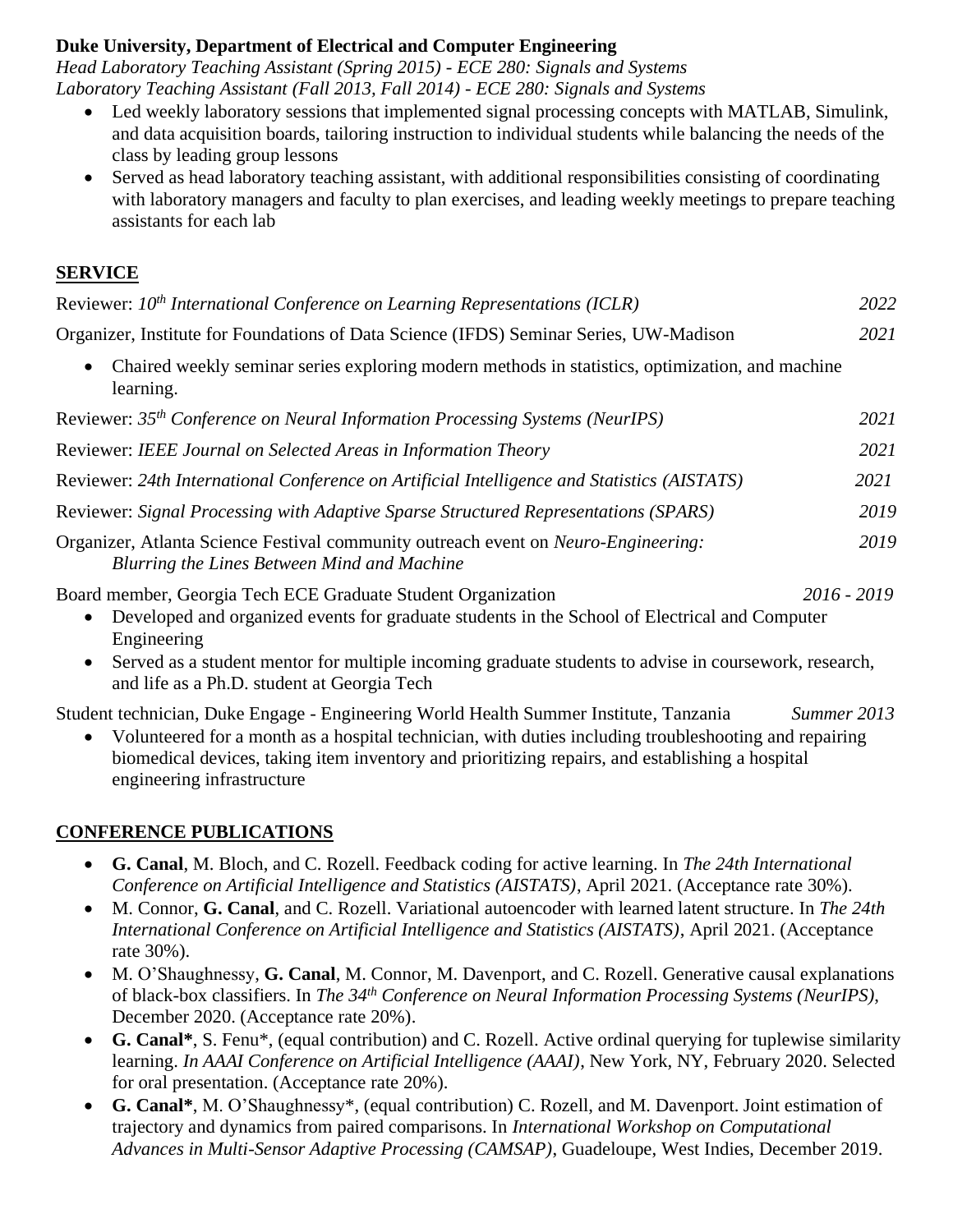**Duke University, Department of Electrical and Computer Engineering**
*Head Laboratory Teaching Assistant (Spring 2015) - ECE 280: Signals and Systems*
*Laboratory Teaching Assistant (Fall 2013, Fall 2014) - ECE 280: Signals and Systems*

- Led weekly laboratory sessions that implemented signal processing concepts with MATLAB, Simulink, and data acquisition boards, tailoring instruction to individual students while balancing the needs of the class by leading group lessons
- Served as head laboratory teaching assistant, with additional responsibilities consisting of coordinating with laboratory managers and faculty to plan exercises, and leading weekly meetings to prepare teaching assistants for each lab

## SERVICE

Reviewer: *10th International Conference on Learning Representations (ICLR)* — *2022*

Organizer, Institute for Foundations of Data Science (IFDS) Seminar Series, UW-Madison — *2021*

- Chaired weekly seminar series exploring modern methods in statistics, optimization, and machine learning.

Reviewer: *35th Conference on Neural Information Processing Systems (NeurIPS)* — *2021*

Reviewer: *IEEE Journal on Selected Areas in Information Theory* — *2021*

Reviewer: *24th International Conference on Artificial Intelligence and Statistics (AISTATS)* — *2021*

Reviewer: *Signal Processing with Adaptive Sparse Structured Representations (SPARS)* — *2019*

Organizer, Atlanta Science Festival community outreach event on *Neuro-Engineering: Blurring the Lines Between Mind and Machine* — *2019*

Board member, Georgia Tech ECE Graduate Student Organization — *2016 - 2019*

- Developed and organized events for graduate students in the School of Electrical and Computer Engineering
- Served as a student mentor for multiple incoming graduate students to advise in coursework, research, and life as a Ph.D. student at Georgia Tech

Student technician, Duke Engage - Engineering World Health Summer Institute, Tanzania — *Summer 2013*

- Volunteered for a month as a hospital technician, with duties including troubleshooting and repairing biomedical devices, taking item inventory and prioritizing repairs, and establishing a hospital engineering infrastructure

## CONFERENCE PUBLICATIONS

- **G. Canal**, M. Bloch, and C. Rozell. Feedback coding for active learning. In *The 24th International Conference on Artificial Intelligence and Statistics (AISTATS)*, April 2021. (Acceptance rate 30%).
- M. Connor, **G. Canal**, and C. Rozell. Variational autoencoder with learned latent structure. In *The 24th International Conference on Artificial Intelligence and Statistics (AISTATS)*, April 2021. (Acceptance rate 30%).
- M. O'Shaughnessy, **G. Canal**, M. Connor, M. Davenport, and C. Rozell. Generative causal explanations of black-box classifiers. In *The 34th Conference on Neural Information Processing Systems (NeurIPS)*, December 2020. (Acceptance rate 20%).
- **G. Canal***, S. Fenu*, (equal contribution) and C. Rozell. Active ordinal querying for tuplewise similarity learning. *In AAAI Conference on Artificial Intelligence (AAAI)*, New York, NY, February 2020. Selected for oral presentation. (Acceptance rate 20%).
- **G. Canal***, M. O'Shaughnessy*, (equal contribution) C. Rozell, and M. Davenport. Joint estimation of trajectory and dynamics from paired comparisons. In *International Workshop on Computational Advances in Multi-Sensor Adaptive Processing (CAMSAP)*, Guadeloupe, West Indies, December 2019.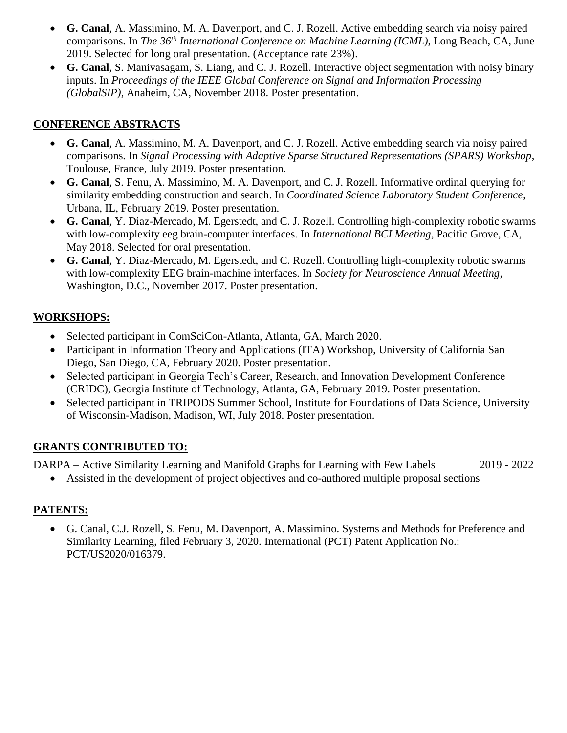- **G. Canal**, A. Massimino, M. A. Davenport, and C. J. Rozell. Active embedding search via noisy paired comparisons. In *The 36th International Conference on Machine Learning (ICML)*, Long Beach, CA, June 2019. Selected for long oral presentation. (Acceptance rate 23%).
- **G. Canal**, S. Manivasagam, S. Liang, and C. J. Rozell. Interactive object segmentation with noisy binary inputs. In *Proceedings of the IEEE Global Conference on Signal and Information Processing (GlobalSIP)*, Anaheim, CA, November 2018. Poster presentation.

## CONFERENCE ABSTRACTS

- **G. Canal**, A. Massimino, M. A. Davenport, and C. J. Rozell. Active embedding search via noisy paired comparisons. In *Signal Processing with Adaptive Sparse Structured Representations (SPARS) Workshop*, Toulouse, France, July 2019. Poster presentation.
- **G. Canal**, S. Fenu, A. Massimino, M. A. Davenport, and C. J. Rozell. Informative ordinal querying for similarity embedding construction and search. In *Coordinated Science Laboratory Student Conference*, Urbana, IL, February 2019. Poster presentation.
- **G. Canal**, Y. Diaz-Mercado, M. Egerstedt, and C. J. Rozell. Controlling high-complexity robotic swarms with low-complexity eeg brain-computer interfaces. In *International BCI Meeting*, Pacific Grove, CA, May 2018. Selected for oral presentation.
- **G. Canal**, Y. Diaz-Mercado, M. Egerstedt, and C. Rozell. Controlling high-complexity robotic swarms with low-complexity EEG brain-machine interfaces. In *Society for Neuroscience Annual Meeting*, Washington, D.C., November 2017. Poster presentation.

## WORKSHOPS:

- Selected participant in ComSciCon-Atlanta, Atlanta, GA, March 2020.
- Participant in Information Theory and Applications (ITA) Workshop, University of California San Diego, San Diego, CA, February 2020. Poster presentation.
- Selected participant in Georgia Tech's Career, Research, and Innovation Development Conference (CRIDC), Georgia Institute of Technology, Atlanta, GA, February 2019. Poster presentation.
- Selected participant in TRIPODS Summer School, Institute for Foundations of Data Science, University of Wisconsin-Madison, Madison, WI, July 2018. Poster presentation.

## GRANTS CONTRIBUTED TO:

DARPA – Active Similarity Learning and Manifold Graphs for Learning with Few Labels 2019 - 2022

- Assisted in the development of project objectives and co-authored multiple proposal sections

## PATENTS:

- G. Canal, C.J. Rozell, S. Fenu, M. Davenport, A. Massimino. Systems and Methods for Preference and Similarity Learning, filed February 3, 2020. International (PCT) Patent Application No.: PCT/US2020/016379.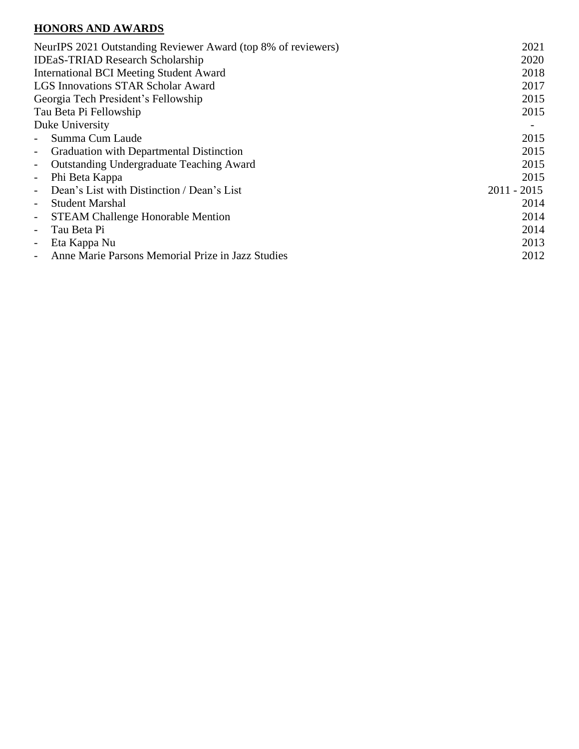## **HONORS AND AWARDS**

| | |
|---|---|
| NeurIPS 2021 Outstanding Reviewer Award (top 8% of reviewers) | 2021 |
| IDEaS-TRIAD Research Scholarship | 2020 |
| International BCI Meeting Student Award | 2018 |
| LGS Innovations STAR Scholar Award | 2017 |
| Georgia Tech President's Fellowship | 2015 |
| Tau Beta Pi Fellowship | 2015 |
| Duke University | - |
| - Summa Cum Laude | 2015 |
| - Graduation with Departmental Distinction | 2015 |
| - Outstanding Undergraduate Teaching Award | 2015 |
| - Phi Beta Kappa | 2015 |
| - Dean's List with Distinction / Dean's List | 2011 - 2015 |
| - Student Marshal | 2014 |
| - STEAM Challenge Honorable Mention | 2014 |
| - Tau Beta Pi | 2014 |
| - Eta Kappa Nu | 2013 |
| - Anne Marie Parsons Memorial Prize in Jazz Studies | 2012 |